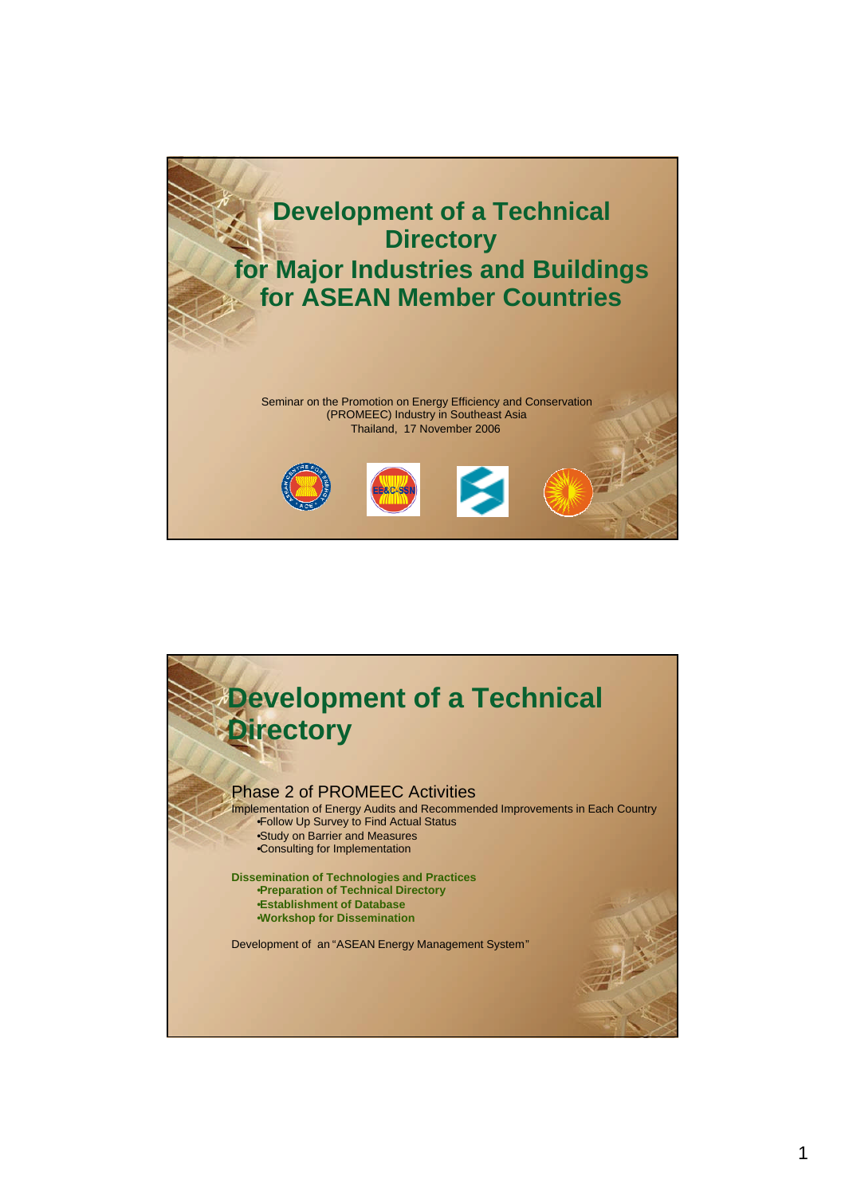# Development of a Technical Directory for Major Industries and Buildings for ASEAN Member Countries

Seminar on the Promotion on Energy Efficiency and Conservation (PROMEEC) Industry in Southeast Asia
Thailand, 17 November 2006

## Development of a Technical Directory

Phase 2 of PROMEEC Activities

Implementation of Energy Audits and Recommended Improvements in Each Country

- Follow Up Survey to Find Actual Status
- Study on Barrier and Measures
- Consulting for Implementation

**Dissemination of Technologies and Practices**

- **Preparation of Technical Directory**
- **Establishment of Database**
- **Workshop for Dissemination**

Development of an "ASEAN Energy Management System"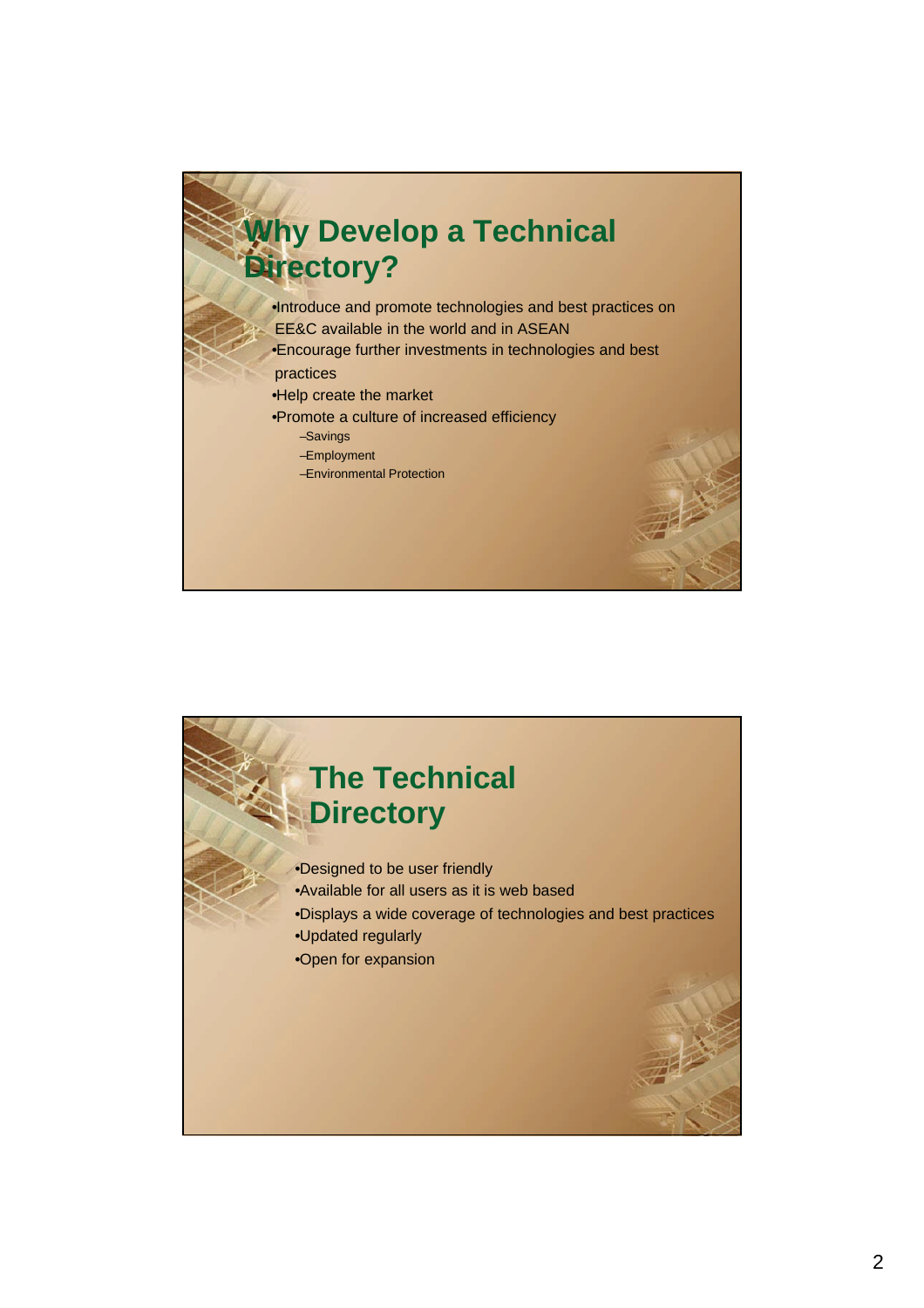## Why Develop a Technical Directory?

- Introduce and promote technologies and best practices on EE&C available in the world and in ASEAN
- Encourage further investments in technologies and best practices
- Help create the market
- Promote a culture of increased efficiency
  - Savings
  - Employment
  - Environmental Protection

## The Technical Directory

- Designed to be user friendly
- Available for all users as it is web based
- Displays a wide coverage of technologies and best practices
- Updated regularly
- Open for expansion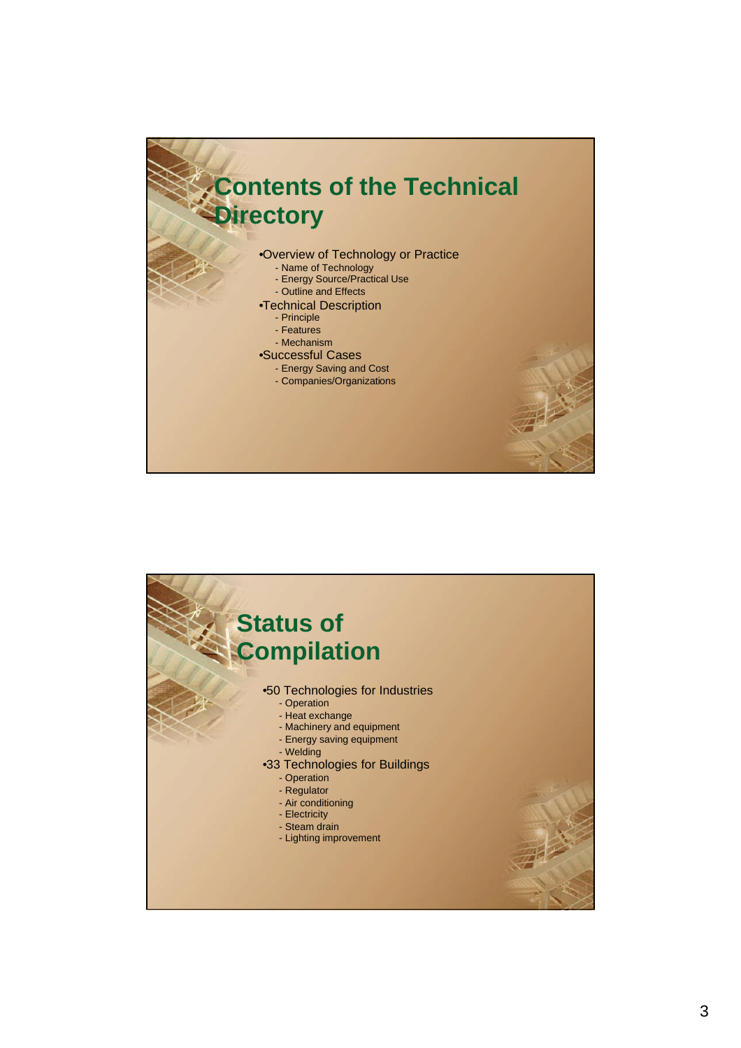## Contents of the Technical Directory

- Overview of Technology or Practice
  - Name of Technology
  - Energy Source/Practical Use
  - Outline and Effects
- Technical Description
  - Principle
  - Features
  - Mechanism
- Successful Cases
  - Energy Saving and Cost
  - Companies/Organizations

## Status of Compilation

- 50 Technologies for Industries
  - Operation
  - Heat exchange
  - Machinery and equipment
  - Energy saving equipment
  - Welding
- 33 Technologies for Buildings
  - Operation
  - Regulator
  - Air conditioning
  - Electricity
  - Steam drain
  - Lighting improvement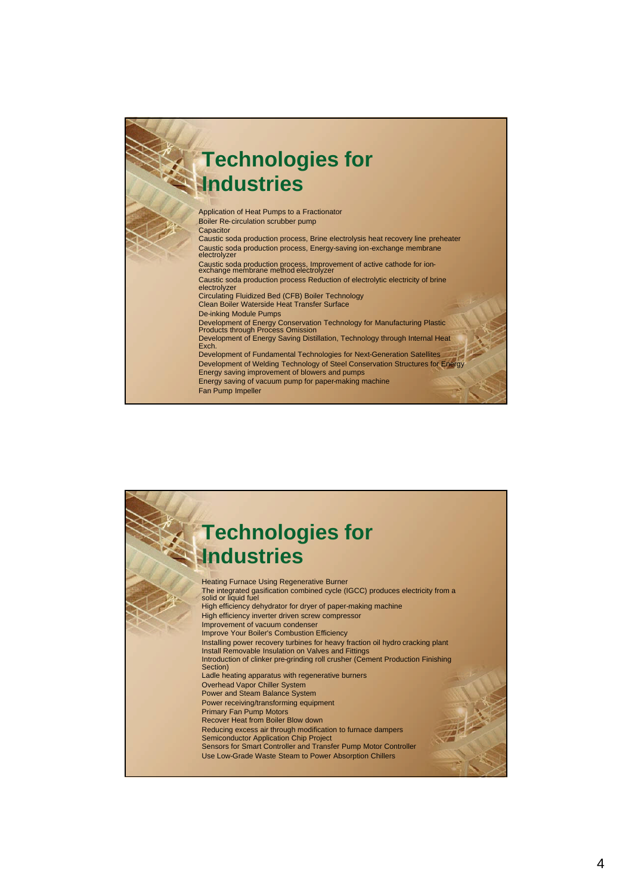# Technologies for Industries

Application of Heat Pumps to a Fractionator
Boiler Re-circulation scrubber pump
Capacitor
Caustic soda production process, Brine electrolysis heat recovery line preheater
Caustic soda production process, Energy-saving ion-exchange membrane electrolyzer
Caustic soda production process, Improvement of active cathode for ion-exchange membrane method electrolyzer
Caustic soda production process Reduction of electrolytic electricity of brine electrolyzer
Circulating Fluidized Bed (CFB) Boiler Technology
Clean Boiler Waterside Heat Transfer Surface
De-inking Module Pumps
Development of Energy Conservation Technology for Manufacturing Plastic Products through Process Omission
Development of Energy Saving Distillation, Technology through Internal Heat Exch.
Development of Fundamental Technologies for Next-Generation Satellites
Development of Welding Technology of Steel Conservation Structures for Energy
Energy saving improvement of blowers and pumps
Energy saving of vacuum pump for paper-making machine
Fan Pump Impeller

# Technologies for Industries

Heating Furnace Using Regenerative Burner
The integrated gasification combined cycle (IGCC) produces electricity from a solid or liquid fuel
High efficiency dehydrator for dryer of paper-making machine
High efficiency inverter driven screw compressor
Improvement of vacuum condenser
Improve Your Boiler's Combustion Efficiency
Installing power recovery turbines for heavy fraction oil hydro cracking plant
Install Removable Insulation on Valves and Fittings
Introduction of clinker pre-grinding roll crusher (Cement Production Finishing Section)
Ladle heating apparatus with regenerative burners
Overhead Vapor Chiller System
Power and Steam Balance System
Power receiving/transforming equipment
Primary Fan Pump Motors
Recover Heat from Boiler Blow down
Reducing excess air through modification to furnace dampers
Semiconductor Application Chip Project
Sensors for Smart Controller and Transfer Pump Motor Controller
Use Low-Grade Waste Steam to Power Absorption Chillers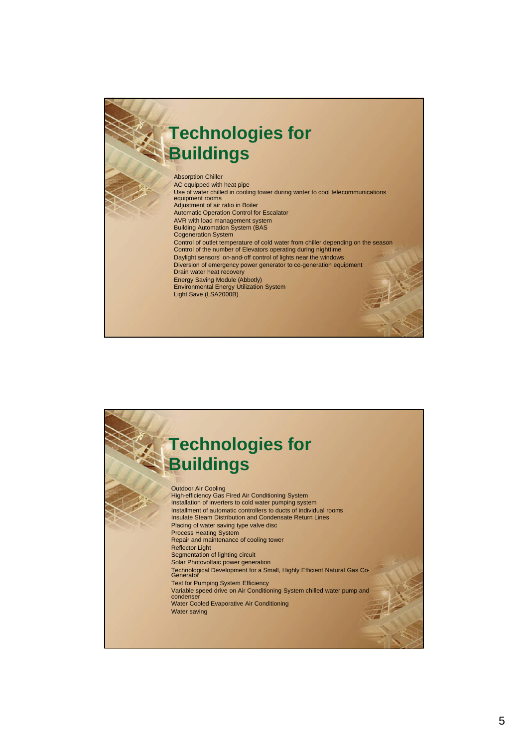# Technologies for Buildings

- Absorption Chiller
- AC equipped with heat pipe
- Use of water chilled in cooling tower during winter to cool telecommunications equipment rooms
- Adjustment of air ratio in Boiler
- Automatic Operation Control for Escalator
- AVR with load management system
- Building Automation System (BAS
- Cogeneration System
- Control of outlet temperature of cold water from chiller depending on the season
- Control of the number of Elevators operating during nighttime
- Daylight sensors' on-and-off control of lights near the windows
- Diversion of emergency power generator to co-generation equipment
- Drain water heat recovery
- Energy Saving Module (Abbotly)
- Environmental Energy Utilization System
- Light Save (LSA2000B)

# Technologies for Buildings

- Outdoor Air Cooling
- High-efficiency Gas Fired Air Conditioning System
- Installation of inverters to cold water pumping system
- Installment of automatic controllers to ducts of individual rooms
- Insulate Steam Distribution and Condensate Return Lines
- Placing of water saving type valve disc
- Process Heating System
- Repair and maintenance of cooling tower
- Reflector Light
- Segmentation of lighting circuit
- Solar Photovoltaic power generation
- Technological Development for a Small, Highly Efficient Natural Gas Co-Generator
- Test for Pumping System Efficiency
- Variable speed drive on Air Conditioning System chilled water pump and condenser
- Water Cooled Evaporative Air Conditioning
- Water saving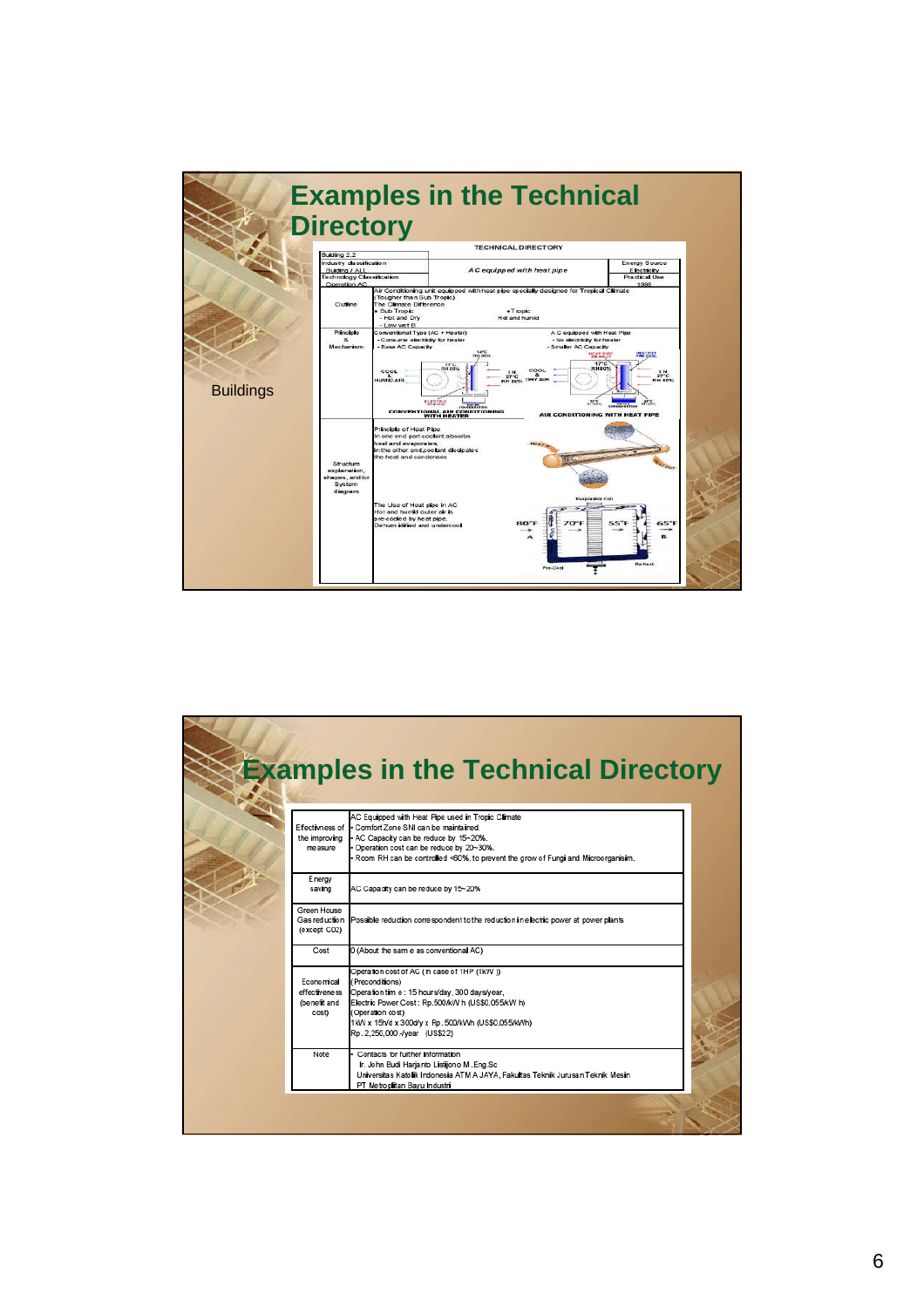# Examples in the Technical Directory

Buildings

TECHNICAL DIRECTORY

| Building 2.2 / Industry classification: Building / ALL / Technology Classification: Operation AC | A C equipped with heat pipe | Energy Source: Electricity / Practical Use: 1998 |
|---|---|---|
| Outline | Air Conditioning unit equipped with heat pipe specially designed for Tropical Climate (Tougher than Sub Tropic) The Climate Difference • Sub Tropic - Hot and Dry - Low wet B • Tropic Hot and humid | |
| Principle & Mechanism | Conventional Type (AC + Heater) - Consume electricity for heater - Base AC Capacity / A C equipped with Heat Pipe - No electricity for heater - Smaller AC Capacity | |
| Structure explanation, shapes, and/or System diagram | Principle of Heat Pipe: In one end part coolant absorbs heat and evaporates, in the other end, coolant dissipates the heat and condenses. The Use of Heat pipe in AC: Hot and humid outer air is pre-cooled by heat pipe. Dehumidified and undercool | |

# Examples in the Technical Directory

| | |
|---|---|
| Effectivness of the improving measure | AC Equipped with Heat Pipe used in Tropic Climate<br>• Comfort Zone SNI can be maintained.<br>• AC Capacity can be reduce by 15~20%.<br>• Operation cost can be reduce by 20~30%.<br>• Room RH can be controlled <60%, to prevent the grow of Fungi and Microorganisim. |
| Energy saving | AC Capacity can be reduce by 15~20% |
| Green House Gas reduction (except CO2) | Possible reduction correspondent to the reduction in electric power at power plants |
| Cost | 0 (About the same as conventional AC) |
| Economical effectiveness (benefit and cost) | Operation cost of AC (in case of 1HP (1kW))<br>(Preconditions)<br>Operation time : 15 hours/day, 300 days/year,<br>Electric Power Cost : Rp.500/kWh (US$0.055/kWh)<br>(Operation cost)<br>1kW x 15h/d x 300d/y x Rp. 500/kWh (US$0.055/kWh)<br>Rp. 2,250,000.-/year (US$22) |
| Note | • Contacts for further information<br>Ir. John Budi Harjanto Listijono M.Eng.Sc<br>Universitas Katolik Indonesia ATMA JAYA, Fakultas Teknik Jurusan Teknik Mesin<br>PT Metropolitan Bayu Industri |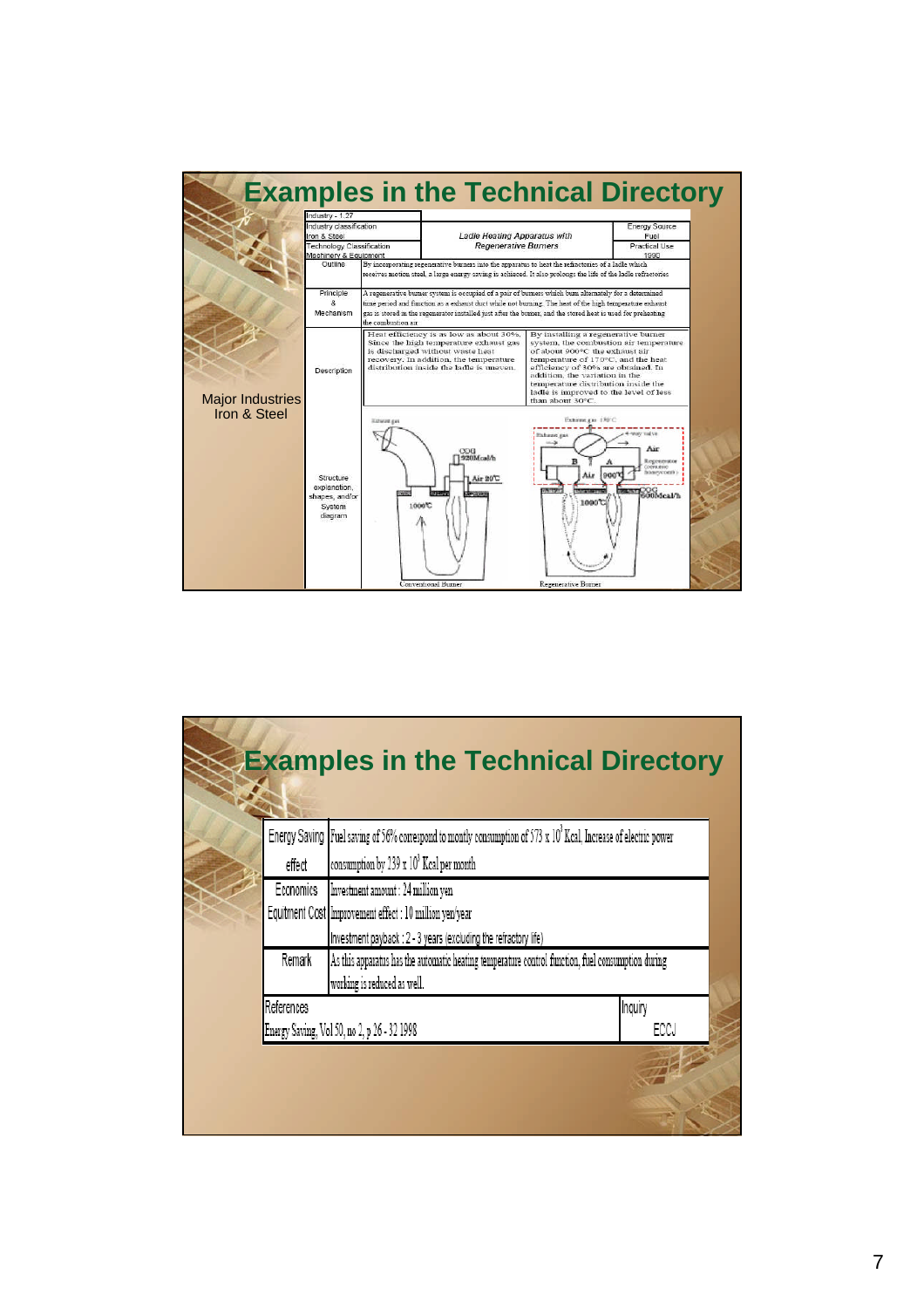## Examples in the Technical Directory

Major Industries
Iron & Steel

| Industry - 1.27 | | |
|---|---|---|
| Industry classification: Iron & Steel<br>Technology Classification: Machinery & Equipment | *Ladle Heating Apparatus with Regenerative Burners* | Energy Source: Fuel<br>Practical Use: 1990 |
| Outline | By incorporating regenerative burners into the apparatus to heat the refractories of a ladle which receives molten steel, a large energy saving is achieved. It also prolongs the life of the ladle refractories | |
| Principle & Mechanism | A regenerative burner system is occupied of a pair of burners which burn alternately for a determined time period and function as a exhaust duct while not burning. The heat of the high temperature exhaust gas is stored in the regenerator installed just after the burner, and the stored heat is used for preheating the combustion air | |
| Description | Heat efficiency is as low as about 30%. Since the high temperature exhaust gas is discharged without waste heat recovery. In addition, the temperature distribution inside the ladle is uneven. | By installing a regenerative burner system, the combustion air temperature of about 900°C the exhaust air temperature of 170°C, and the heat efficiency of 50% are obtained. In addition, the variation in the temperature distribution inside the ladle is improved to the level of less than about 30°C. |
| Structure explanation, shapes, and/or System diagram | Exhaust gas; COG 320Mcal/h; Air 20°C; 1000°C<br>Conventional Burner | Exhaust gas 170°C; 4-way valve; Air; B; A; Air 900°C; Regenerator (ceramic honeycomb); COG 600Mcal/h; 1000°C<br>Regenerative Burner |

## Examples in the Technical Directory

| Energy Saving effect | Fuel saving of 56% correspond to montly consumption of $573 \times 10^3$ Kcal. Increase of electric power consumption by $239 \times 10^3$ Kcal per month |
|---|---|
| Economics<br>Equitment Cost | Investment amount : 24 million yen<br>Improvement effect : 10 million yen/year<br>Investment payback : 2 - 3 years (excluding the refractory life) |
| Remark | As this apparatus has the automatic heating temperature control function, fuel consumption during working is reduced as well. |
| References<br>Energy Saving, Vol 50, no 2, p 26 - 32 1998 | Inquiry<br>ECCJ |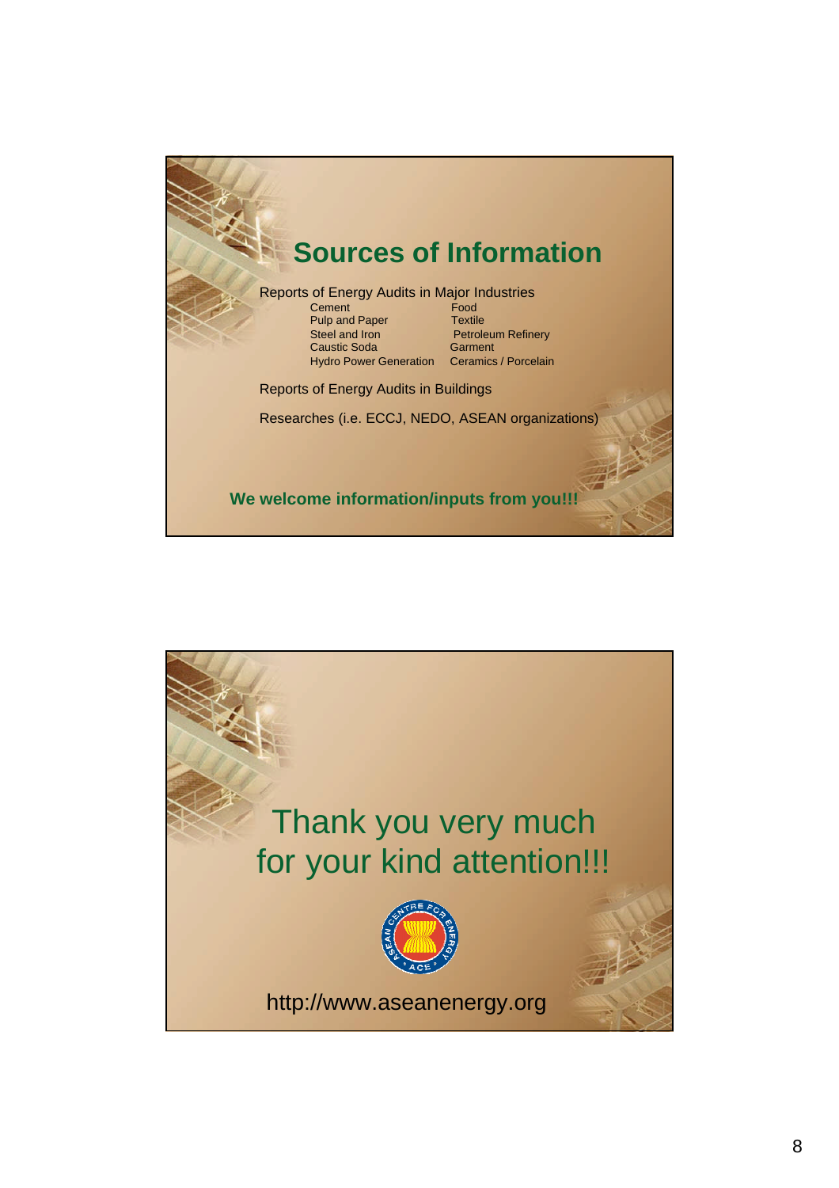## Sources of Information

Reports of Energy Audits in Major Industries

| | |
|---|---|
| Cement | Food |
| Pulp and Paper | Textile |
| Steel and Iron | Petroleum Refinery |
| Caustic Soda | Garment |
| Hydro Power Generation | Ceramics / Porcelain |

Reports of Energy Audits in Buildings

Researches (i.e. ECCJ, NEDO, ASEAN organizations)

**We welcome information/inputs from you!!!**

Thank you very much for your kind attention!!!

ASEAN CENTRE FOR ENERGY • ACE •

http://www.aseanenergy.org